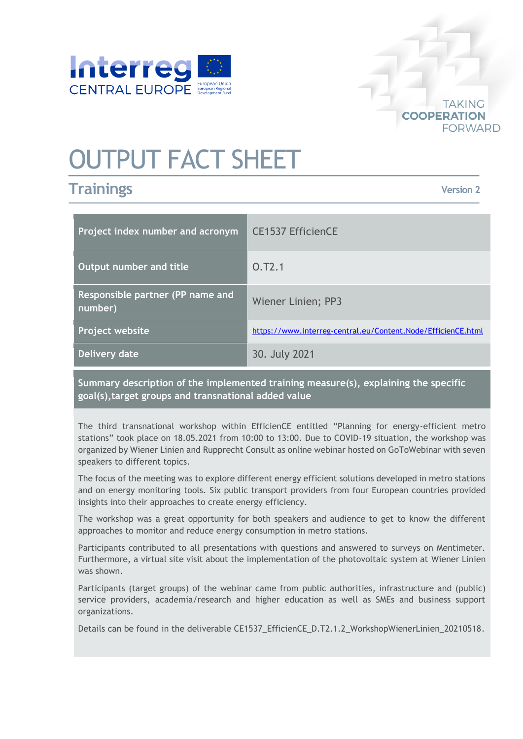# OUTPUT FACT SHEET

## Trainings

Version 2

| Project index number and acronym | CE1537 EfficienCE |
|---|---|
| Output number and title | O.T2.1 |
| Responsible partner (PP name and number) | Wiener Linien; PP3 |
| Project website | https://www.interreg-central.eu/Content.Node/EfficienCE.html |
| Delivery date | 30. July 2021 |

**Summary description of the implemented training measure(s), explaining the specific goal(s),target groups and transnational added value**

The third transnational workshop within EfficienCE entitled "Planning for energy-efficient metro stations" took place on 18.05.2021 from 10:00 to 13:00. Due to COVID-19 situation, the workshop was organized by Wiener Linien and Rupprecht Consult as online webinar hosted on GoToWebinar with seven speakers to different topics.

The focus of the meeting was to explore different energy efficient solutions developed in metro stations and on energy monitoring tools. Six public transport providers from four European countries provided insights into their approaches to create energy efficiency.

The workshop was a great opportunity for both speakers and audience to get to know the different approaches to monitor and reduce energy consumption in metro stations.

Participants contributed to all presentations with questions and answered to surveys on Mentimeter. Furthermore, a virtual site visit about the implementation of the photovoltaic system at Wiener Linien was shown.

Participants (target groups) of the webinar came from public authorities, infrastructure and (public) service providers, academia/research and higher education as well as SMEs and business support organizations.

Details can be found in the deliverable CE1537_EfficienCE_D.T2.1.2_WorkshopWienerLinien_20210518.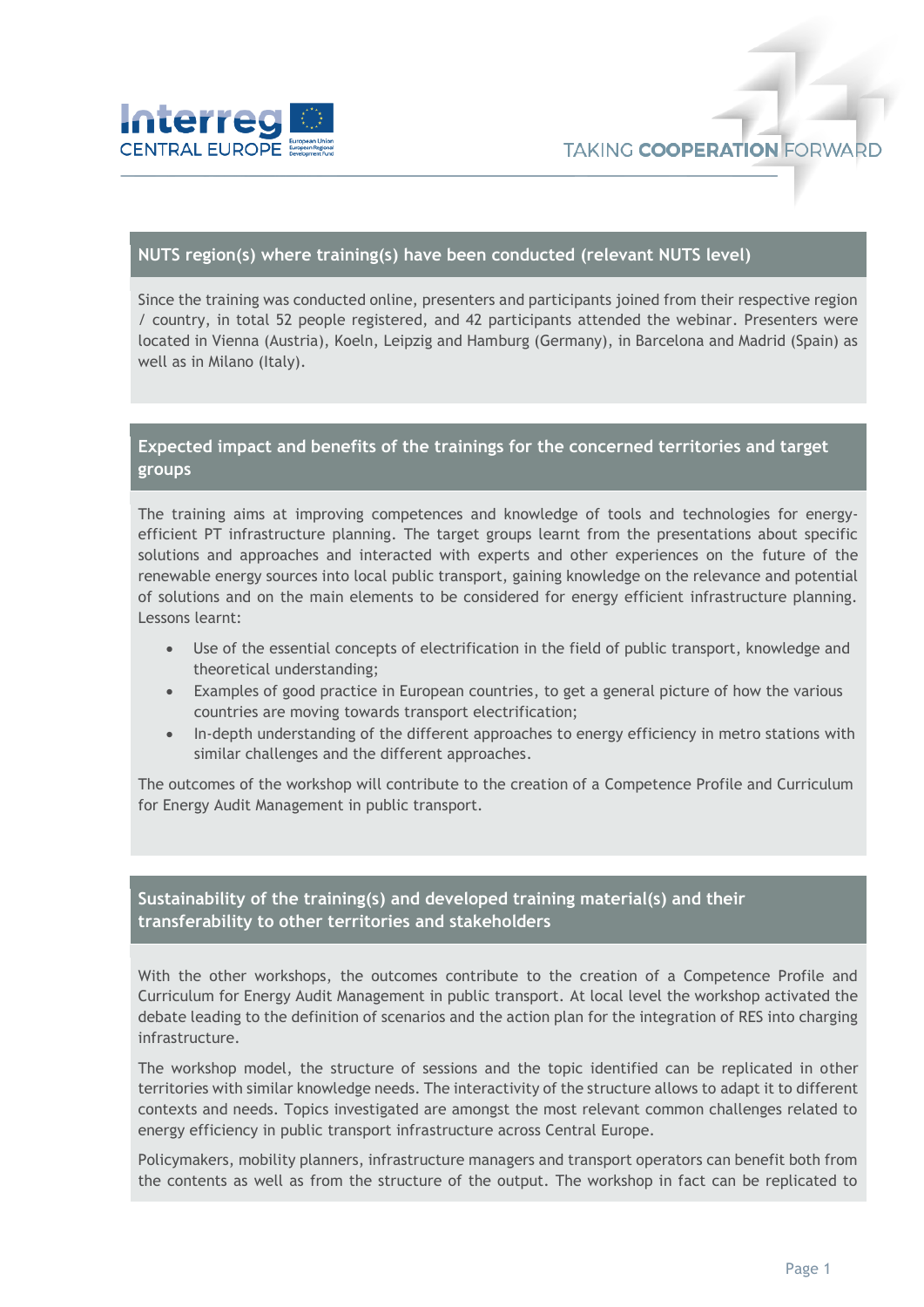## NUTS region(s) where training(s) have been conducted (relevant NUTS level)

Since the training was conducted online, presenters and participants joined from their respective region / country, in total 52 people registered, and 42 participants attended the webinar. Presenters were located in Vienna (Austria), Koeln, Leipzig and Hamburg (Germany), in Barcelona and Madrid (Spain) as well as in Milano (Italy).

## Expected impact and benefits of the trainings for the concerned territories and target groups

The training aims at improving competences and knowledge of tools and technologies for energy-efficient PT infrastructure planning. The target groups learnt from the presentations about specific solutions and approaches and interacted with experts and other experiences on the future of the renewable energy sources into local public transport, gaining knowledge on the relevance and potential of solutions and on the main elements to be considered for energy efficient infrastructure planning. Lessons learnt:

- Use of the essential concepts of electrification in the field of public transport, knowledge and theoretical understanding;
- Examples of good practice in European countries, to get a general picture of how the various countries are moving towards transport electrification;
- In-depth understanding of the different approaches to energy efficiency in metro stations with similar challenges and the different approaches.

The outcomes of the workshop will contribute to the creation of a Competence Profile and Curriculum for Energy Audit Management in public transport.

## Sustainability of the training(s) and developed training material(s) and their transferability to other territories and stakeholders

With the other workshops, the outcomes contribute to the creation of a Competence Profile and Curriculum for Energy Audit Management in public transport. At local level the workshop activated the debate leading to the definition of scenarios and the action plan for the integration of RES into charging infrastructure.

The workshop model, the structure of sessions and the topic identified can be replicated in other territories with similar knowledge needs. The interactivity of the structure allows to adapt it to different contexts and needs. Topics investigated are amongst the most relevant common challenges related to energy efficiency in public transport infrastructure across Central Europe.

Policymakers, mobility planners, infrastructure managers and transport operators can benefit both from the contents as well as from the structure of the output. The workshop in fact can be replicated to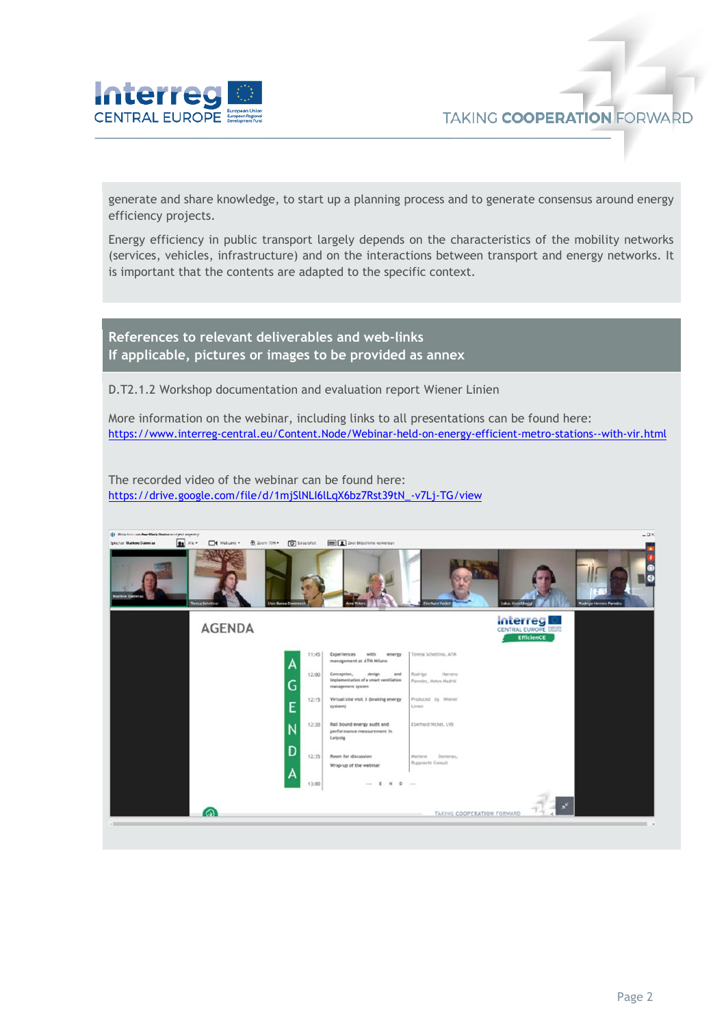generate and share knowledge, to start up a planning process and to generate consensus around energy efficiency projects.

Energy efficiency in public transport largely depends on the characteristics of the mobility networks (services, vehicles, infrastructure) and on the interactions between transport and energy networks. It is important that the contents are adapted to the specific context.

## References to relevant deliverables and web-links
## If applicable, pictures or images to be provided as annex

D.T2.1.2 Workshop documentation and evaluation report Wiener Linien

More information on the webinar, including links to all presentations can be found here:
https://www.interreg-central.eu/Content.Node/Webinar-held-on-energy-efficient-metro-stations--with-vir.html

The recorded video of the webinar can be found here:
https://drive.google.com/file/d/1mjSlNLI6lLqX6bz7Rst39tN_-v7Lj-TG/view